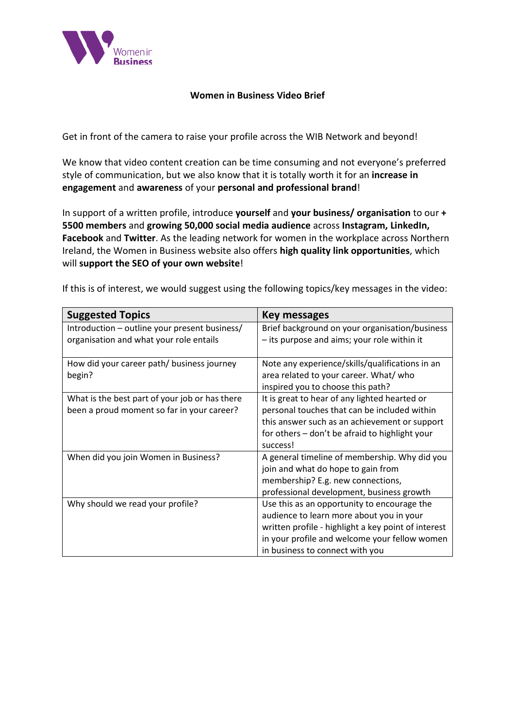# Women in Business Video Brief

Get in front of the camera to raise your profile across the WIB Network and beyond!

We know that video content creation can be time consuming and not everyone's preferred style of communication, but we also know that it is totally worth it for an **increase in engagement** and **awareness** of your **personal and professional brand**!

In support of a written profile, introduce **yourself** and **your business/ organisation** to our **+ 5500 members** and **growing 50,000 social media audience** across **Instagram, LinkedIn, Facebook** and **Twitter**. As the leading network for women in the workplace across Northern Ireland, the Women in Business website also offers **high quality link opportunities**, which will **support the SEO of your own website**!

If this is of interest, we would suggest using the following topics/key messages in the video:

| Suggested Topics | Key messages |
|---|---|
| Introduction – outline your present business/ organisation and what your role entails | Brief background on your organisation/business – its purpose and aims; your role within it |
| How did your career path/ business journey begin? | Note any experience/skills/qualifications in an area related to your career. What/ who inspired you to choose this path? |
| What is the best part of your job or has there been a proud moment so far in your career? | It is great to hear of any lighted hearted or personal touches that can be included within this answer such as an achievement or support for others – don't be afraid to highlight your success! |
| When did you join Women in Business? | A general timeline of membership. Why did you join and what do hope to gain from membership? E.g. new connections, professional development, business growth |
| Why should we read your profile? | Use this as an opportunity to encourage the audience to learn more about you in your written profile - highlight a key point of interest in your profile and welcome your fellow women in business to connect with you |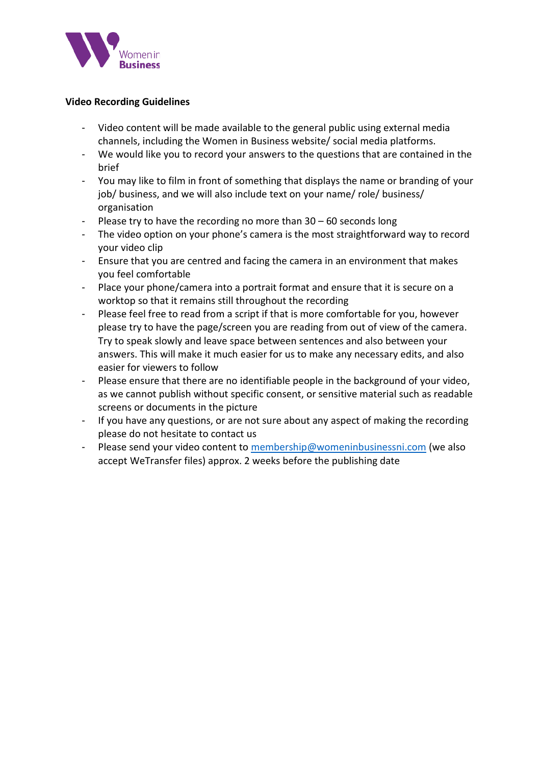**Video Recording Guidelines**

- Video content will be made available to the general public using external media channels, including the Women in Business website/ social media platforms.
- We would like you to record your answers to the questions that are contained in the brief
- You may like to film in front of something that displays the name or branding of your job/ business, and we will also include text on your name/ role/ business/ organisation
- Please try to have the recording no more than 30 – 60 seconds long
- The video option on your phone's camera is the most straightforward way to record your video clip
- Ensure that you are centred and facing the camera in an environment that makes you feel comfortable
- Place your phone/camera into a portrait format and ensure that it is secure on a worktop so that it remains still throughout the recording
- Please feel free to read from a script if that is more comfortable for you, however please try to have the page/screen you are reading from out of view of the camera. Try to speak slowly and leave space between sentences and also between your answers. This will make it much easier for us to make any necessary edits, and also easier for viewers to follow
- Please ensure that there are no identifiable people in the background of your video, as we cannot publish without specific consent, or sensitive material such as readable screens or documents in the picture
- If you have any questions, or are not sure about any aspect of making the recording please do not hesitate to contact us
- Please send your video content to membership@womeninbusinessni.com (we also accept WeTransfer files) approx. 2 weeks before the publishing date